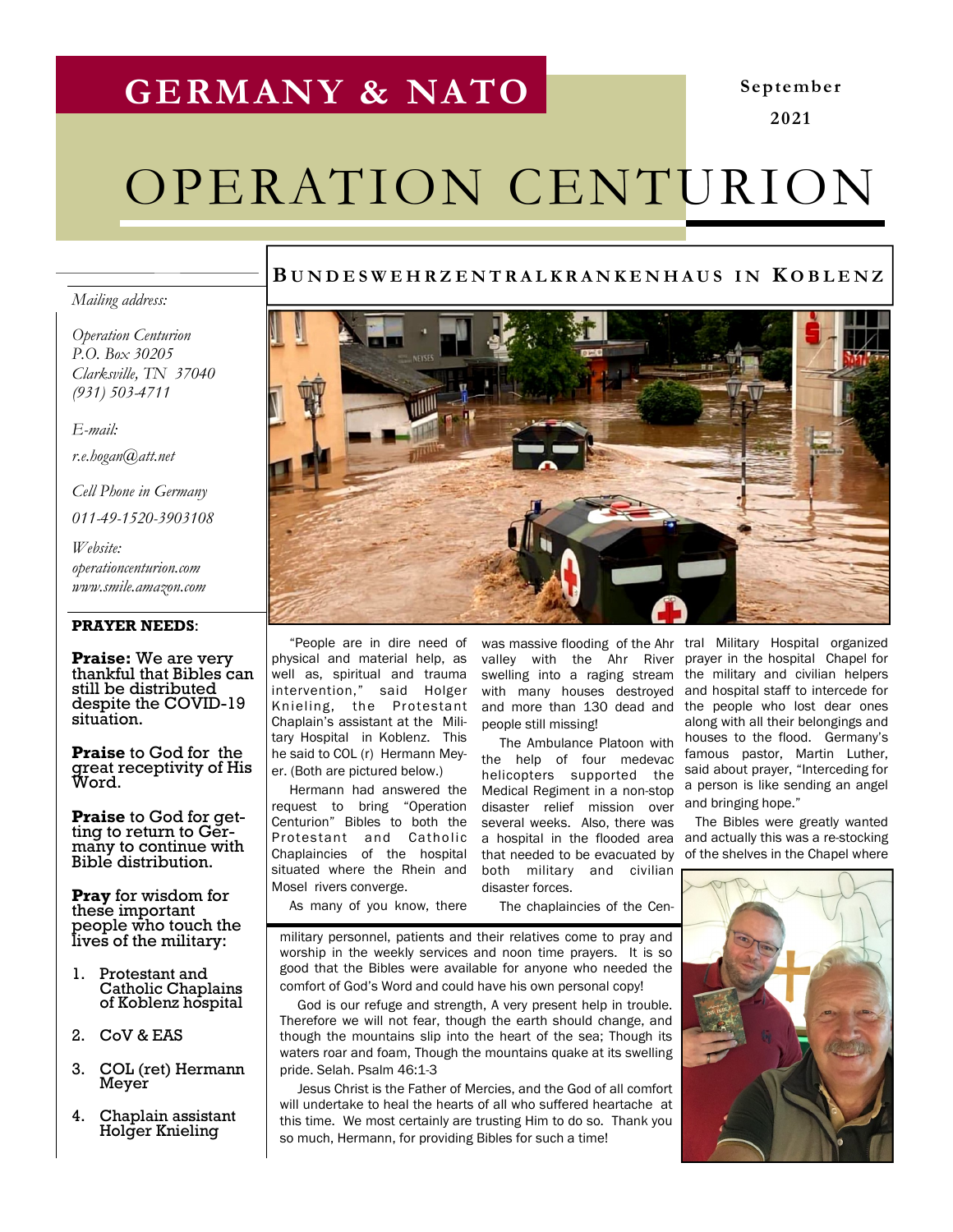# GERMANY & NATO

September 2021

# OPERATION CENTURION

## BUNDESWEHRZENTRALKRANKENHAUS IN KOBLENZ

*Mailing address:*

*Operation Centurion*
*P.O. Box 30205*
*Clarksville, TN 37040*
*(931) 503-4711*

*E-mail:*

*r.e.hogan@att.net*

*Cell Phone in Germany*

*011-49-1520-3903108*

*Website:*
*operationcenturion.com*
*www.smile.amazon.com*

**PRAYER NEEDS**:

**Praise:** We are very thankful that Bibles can still be distributed despite the COVID-19 situation.

**Praise** to God for the great receptivity of His Word.

**Praise** to God for getting to return to Germany to continue with Bible distribution.

**Pray** for wisdom for these important people who touch the lives of the military:

1. Protestant and Catholic Chaplains of Koblenz hospital
2. CoV & EAS
3. COL (ret) Hermann Meyer
4. Chaplain assistant Holger Knieling

"People are in dire need of physical and material help, as well as, spiritual and trauma intervention," said Holger Knieling, the Protestant Chaplain's assistant at the Military Hospital in Koblenz. This he said to COL (r) Hermann Meyer. (Both are pictured below.)

Hermann had answered the request to bring "Operation Centurion" Bibles to both the Protestant and Catholic Chaplaincies of the hospital situated where the Rhein and Mosel rivers converge.

As many of you know, there was massive flooding of the Ahr valley with the Ahr River swelling into a raging stream with many houses destroyed and more than 130 dead and people still missing!

The Ambulance Platoon with the help of four medevac helicopters supported the Medical Regiment in a non-stop disaster relief mission over several weeks. Also, there was a hospital in the flooded area that needed to be evacuated by both military and civilian disaster forces.

The chaplaincies of the Central Military Hospital organized prayer in the hospital Chapel for the military and civilian helpers and hospital staff to intercede for the people who lost dear ones along with all their belongings and houses to the flood. Germany's famous pastor, Martin Luther, said about prayer, "Interceding for a person is like sending an angel and bringing hope."

The Bibles were greatly wanted and actually this was a re-stocking of the shelves in the Chapel where military personnel, patients and their relatives come to pray and worship in the weekly services and noon time prayers. It is so good that the Bibles were available for anyone who needed the comfort of God's Word and could have his own personal copy!

God is our refuge and strength, A very present help in trouble. Therefore we will not fear, though the earth should change, and though the mountains slip into the heart of the sea; Though its waters roar and foam, Though the mountains quake at its swelling pride. Selah. Psalm 46:1-3

Jesus Christ is the Father of Mercies, and the God of all comfort will undertake to heal the hearts of all who suffered heartache at this time. We most certainly are trusting Him to do so. Thank you so much, Hermann, for providing Bibles for such a time!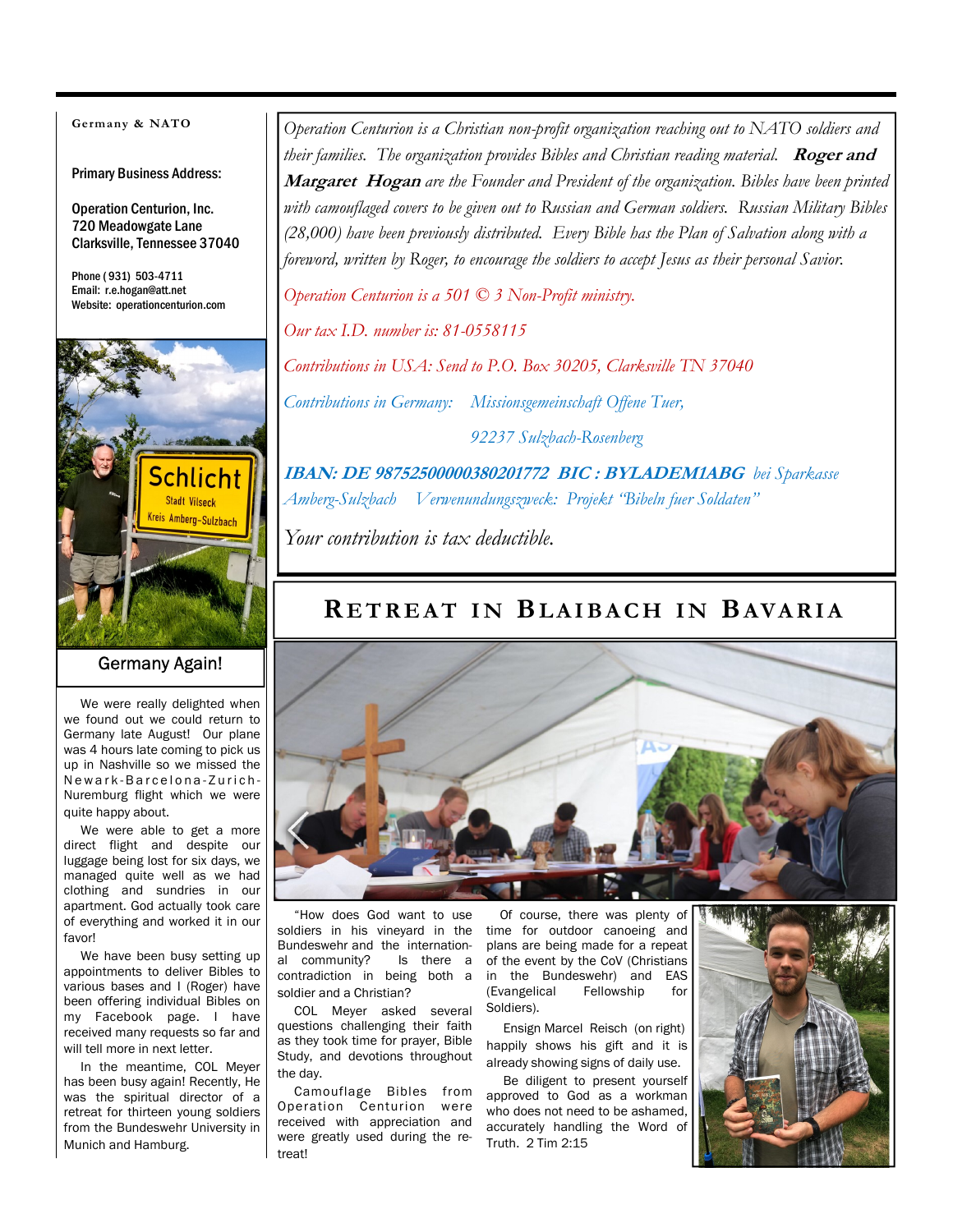Germany & NATO

**Primary Business Address:**

Operation Centurion, Inc.
720 Meadowgate Lane
Clarksville, Tennessee 37040

Phone (931) 503-4711
Email: r.e.hogan@att.net
Website: operationcenturion.com

*Operation Centurion is a Christian non-profit organization reaching out to NATO soldiers and their families. The organization provides Bibles and Christian reading material.* ***Roger and Margaret Hogan*** *are the Founder and President of the organization. Bibles have been printed with camouflaged covers to be given out to Russian and German soldiers. Russian Military Bibles (28,000) have been previously distributed. Every Bible has the Plan of Salvation along with a foreword, written by Roger, to encourage the soldiers to accept Jesus as their personal Savior.*

*Operation Centurion is a 501 © 3 Non-Profit ministry.*

*Our tax I.D. number is: 81-0558115*

*Contributions in USA: Send to P.O. Box 30205, Clarksville TN 37040*

*Contributions in Germany: Missionsgemeinschaft Offene Tuer, 92237 Sulzbach-Rosenberg*

***IBAN: DE 98752500000380201772 BIC : BYLADEM1ABG*** *bei Sparkasse Amberg-Sulzbach Verwenundungszweck: Projekt "Bibeln fuer Soldaten"*

*Your contribution is tax deductible.*

## Germany Again!

We were really delighted when we found out we could return to Germany late August! Our plane was 4 hours late coming to pick us up in Nashville so we missed the Newark-Barcelona-Zurich-Nuremburg flight which we were quite happy about.

We were able to get a more direct flight and despite our luggage being lost for six days, we managed quite well as we had clothing and sundries in our apartment. God actually took care of everything and worked it in our favor!

We have been busy setting up appointments to deliver Bibles to various bases and I (Roger) have been offering individual Bibles on my Facebook page. I have received many requests so far and will tell more in next letter.

In the meantime, COL Meyer has been busy again! Recently, He was the spiritual director of a retreat for thirteen young soldiers from the Bundeswehr University in Munich and Hamburg.

## Retreat in Blaibach in Bavaria

"How does God want to use soldiers in his vineyard in the Bundeswehr and the international community? Is there a contradiction in being both a soldier and a Christian?

COL Meyer asked several questions challenging their faith as they took time for prayer, Bible Study, and devotions throughout the day.

Camouflage Bibles from Operation Centurion were received with appreciation and were greatly used during the retreat!

Of course, there was plenty of time for outdoor canoeing and plans are being made for a repeat of the event by the CoV (Christians in the Bundeswehr) and EAS (Evangelical Fellowship for Soldiers).

Ensign Marcel Reisch (on right) happily shows his gift and it is already showing signs of daily use.

Be diligent to present yourself approved to God as a workman who does not need to be ashamed, accurately handling the Word of Truth. 2 Tim 2:15